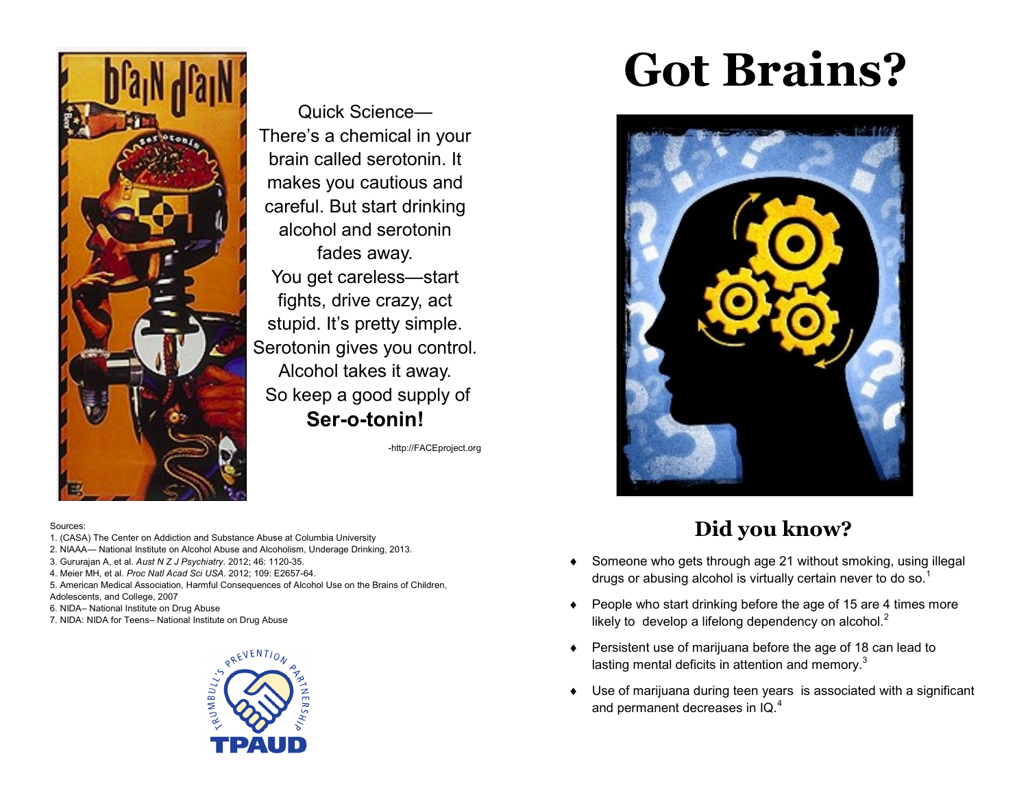Quick Science—
There's a chemical in your brain called serotonin. It makes you cautious and careful. But start drinking alcohol and serotonin fades away.
You get careless—start fights, drive crazy, act stupid. It's pretty simple. Serotonin gives you control. Alcohol takes it away. So keep a good supply of
**Ser-o-tonin!**

-http://FACEproject.org

Sources:
1. (CASA) The Center on Addiction and Substance Abuse at Columbia University
2. NIAAA— National Institute on Alcohol Abuse and Alcoholism, Underage Drinking, 2013.
3. Gururajan A, et al. *Aust N Z J Psychiatry*. 2012; 46: 1120-35.
4. Meier MH, et al. *Proc Natl Acad Sci USA*. 2012; 109: E2657-64.
5. American Medical Association, Harmful Consequences of Alcohol Use on the Brains of Children, Adolescents, and College, 2007
6. NIDA– National Institute on Drug Abuse
7. NIDA: NIDA for Teens– National Institute on Drug Abuse

TRUMBULL'S PREVENTION PARTNERSHIP
TPAUD

# Got Brains?

## Did you know?

- Someone who gets through age 21 without smoking, using illegal drugs or abusing alcohol is virtually certain never to do so.[1]
- People who start drinking before the age of 15 are 4 times more likely to develop a lifelong dependency on alcohol.[2]
- Persistent use of marijuana before the age of 18 can lead to lasting mental deficits in attention and memory.[3]
- Use of marijuana during teen years is associated with a significant and permanent decreases in IQ.[4]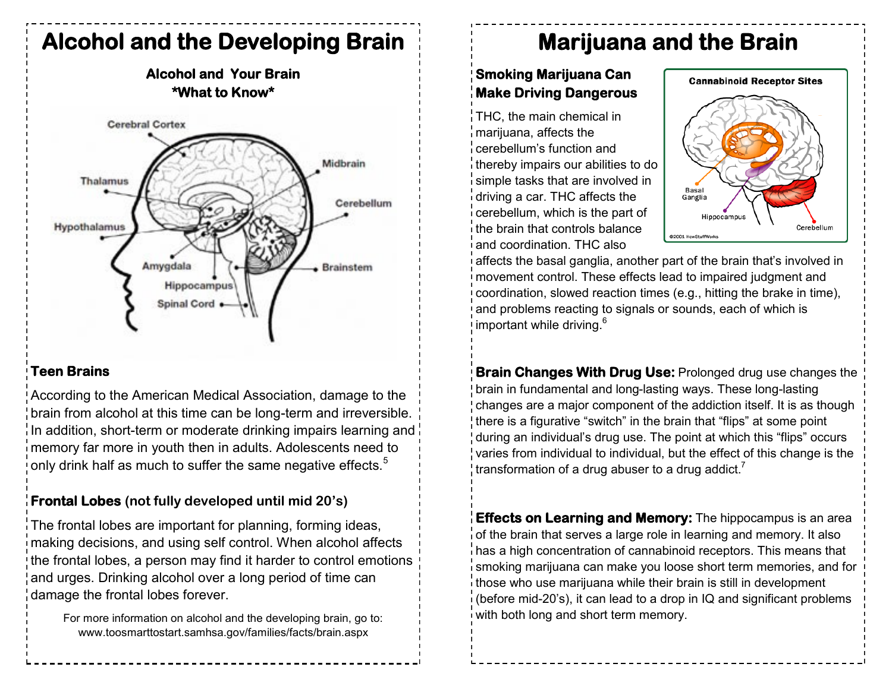# Alcohol and the Developing Brain

**Alcohol and Your Brain**
**\*What to Know\***

Cerebral Cortex
Midbrain
Thalamus
Cerebellum
Hypothalamus
Amygdala
Brainstem
Hippocampus
Spinal Cord

### Teen Brains

According to the American Medical Association, damage to the brain from alcohol at this time can be long-term and irreversible. In addition, short-term or moderate drinking impairs learning and memory far more in youth then in adults. Adolescents need to only drink half as much to suffer the same negative effects.[5]

### Frontal Lobes (not fully developed until mid 20's)

The frontal lobes are important for planning, forming ideas, making decisions, and using self control. When alcohol affects the frontal lobes, a person may find it harder to control emotions and urges. Drinking alcohol over a long period of time can damage the frontal lobes forever.

For more information on alcohol and the developing brain, go to: www.toosmarttostart.samhsa.gov/families/facts/brain.aspx

# Marijuana and the Brain

### Smoking Marijuana Can Make Driving Dangerous

Cannabinoid Receptor Sites
Basal Ganglia
Hippocampus
Cerebellum
©2001 HowStuffWorks

THC, the main chemical in marijuana, affects the cerebellum's function and thereby impairs our abilities to do simple tasks that are involved in driving a car. THC affects the cerebellum, which is the part of the brain that controls balance and coordination. THC also affects the basal ganglia, another part of the brain that's involved in movement control. These effects lead to impaired judgment and coordination, slowed reaction times (e.g., hitting the brake in time), and problems reacting to signals or sounds, each of which is important while driving.[6]

**Brain Changes With Drug Use:** Prolonged drug use changes the brain in fundamental and long-lasting ways. These long-lasting changes are a major component of the addiction itself. It is as though there is a figurative "switch" in the brain that "flips" at some point during an individual's drug use. The point at which this "flips" occurs varies from individual to individual, but the effect of this change is the transformation of a drug abuser to a drug addict.[7]

**Effects on Learning and Memory:** The hippocampus is an area of the brain that serves a large role in learning and memory. It also has a high concentration of cannabinoid receptors. This means that smoking marijuana can make you loose short term memories, and for those who use marijuana while their brain is still in development (before mid-20's), it can lead to a drop in IQ and significant problems with both long and short term memory.